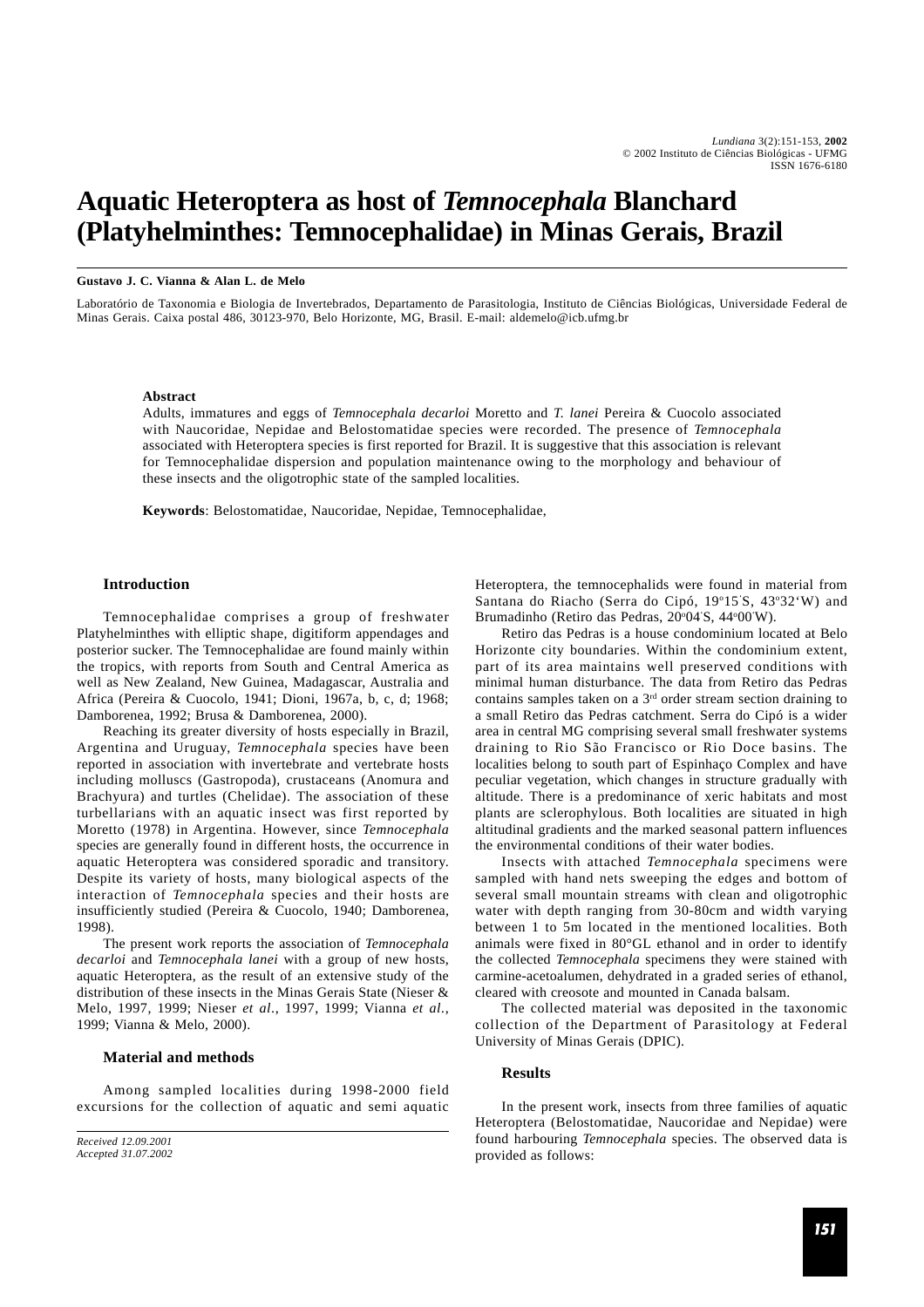# Aquatic Heteroptera as host of *Temnocephala* Blanchard (Platyhelminthes: Temnocephalidae) in Minas Gerais, Brazil

**Gustavo J. C. Vianna & Alan L. de Melo**

Laboratório de Taxonomia e Biologia de Invertebrados, Departamento de Parasitologia, Instituto de Ciências Biológicas, Universidade Federal de Minas Gerais. Caixa postal 486, 30123-970, Belo Horizonte, MG, Brasil. E-mail: aldemelo@icb.ufmg.br

**Abstract**

Adults, immatures and eggs of *Temnocephala decarloi* Moretto and *T. lanei* Pereira & Cuocolo associated with Naucoridae, Nepidae and Belostomatidae species were recorded. The presence of *Temnocephala* associated with Heteroptera species is first reported for Brazil. It is suggestive that this association is relevant for Temnocephalidae dispersion and population maintenance owing to the morphology and behaviour of these insects and the oligotrophic state of the sampled localities.

**Keywords**: Belostomatidae, Naucoridae, Nepidae, Temnocephalidae,

## Introduction

Temnocephalidae comprises a group of freshwater Platyhelminthes with elliptic shape, digitiform appendages and posterior sucker. The Temnocephalidae are found mainly within the tropics, with reports from South and Central America as well as New Zealand, New Guinea, Madagascar, Australia and Africa (Pereira & Cuocolo, 1941; Dioni, 1967a, b, c, d; 1968; Damborenea, 1992; Brusa & Damborenea, 2000).

Reaching its greater diversity of hosts especially in Brazil, Argentina and Uruguay, *Temnocephala* species have been reported in association with invertebrate and vertebrate hosts including molluscs (Gastropoda), crustaceans (Anomura and Brachyura) and turtles (Chelidae). The association of these turbellarians with an aquatic insect was first reported by Moretto (1978) in Argentina. However, since *Temnocephala* species are generally found in different hosts, the occurrence in aquatic Heteroptera was considered sporadic and transitory. Despite its variety of hosts, many biological aspects of the interaction of *Temnocephala* species and their hosts are insufficiently studied (Pereira & Cuocolo, 1940; Damborenea, 1998).

The present work reports the association of *Temnocephala decarloi* and *Temnocephala lanei* with a group of new hosts, aquatic Heteroptera, as the result of an extensive study of the distribution of these insects in the Minas Gerais State (Nieser & Melo, 1997, 1999; Nieser *et al*., 1997, 1999; Vianna *et al*., 1999; Vianna & Melo, 2000).

## Material and methods

Among sampled localities during 1998-2000 field excursions for the collection of aquatic and semi aquatic Heteroptera, the temnocephalids were found in material from Santana do Riacho (Serra do Cipó, 19°15'S, 43°32'W) and Brumadinho (Retiro das Pedras, 20°04'S, 44°00'W).

Retiro das Pedras is a house condominium located at Belo Horizonte city boundaries. Within the condominium extent, part of its area maintains well preserved conditions with minimal human disturbance. The data from Retiro das Pedras contains samples taken on a 3rd order stream section draining to a small Retiro das Pedras catchment. Serra do Cipó is a wider area in central MG comprising several small freshwater systems draining to Rio São Francisco or Rio Doce basins. The localities belong to south part of Espinhaço Complex and have peculiar vegetation, which changes in structure gradually with altitude. There is a predominance of xeric habitats and most plants are sclerophylous. Both localities are situated in high altitudinal gradients and the marked seasonal pattern influences the environmental conditions of their water bodies.

Insects with attached *Temnocephala* specimens were sampled with hand nets sweeping the edges and bottom of several small mountain streams with clean and oligotrophic water with depth ranging from 30-80cm and width varying between 1 to 5m located in the mentioned localities. Both animals were fixed in 80°GL ethanol and in order to identify the collected *Temnocephala* specimens they were stained with carmine-acetoalumen, dehydrated in a graded series of ethanol, cleared with creosote and mounted in Canada balsam.

The collected material was deposited in the taxonomic collection of the Department of Parasitology at Federal University of Minas Gerais (DPIC).

## Results

In the present work, insects from three families of aquatic Heteroptera (Belostomatidae, Naucoridae and Nepidae) were found harbouring *Temnocephala* species. The observed data is provided as follows:

*Received 12.09.2001*
*Accepted 31.07.2002*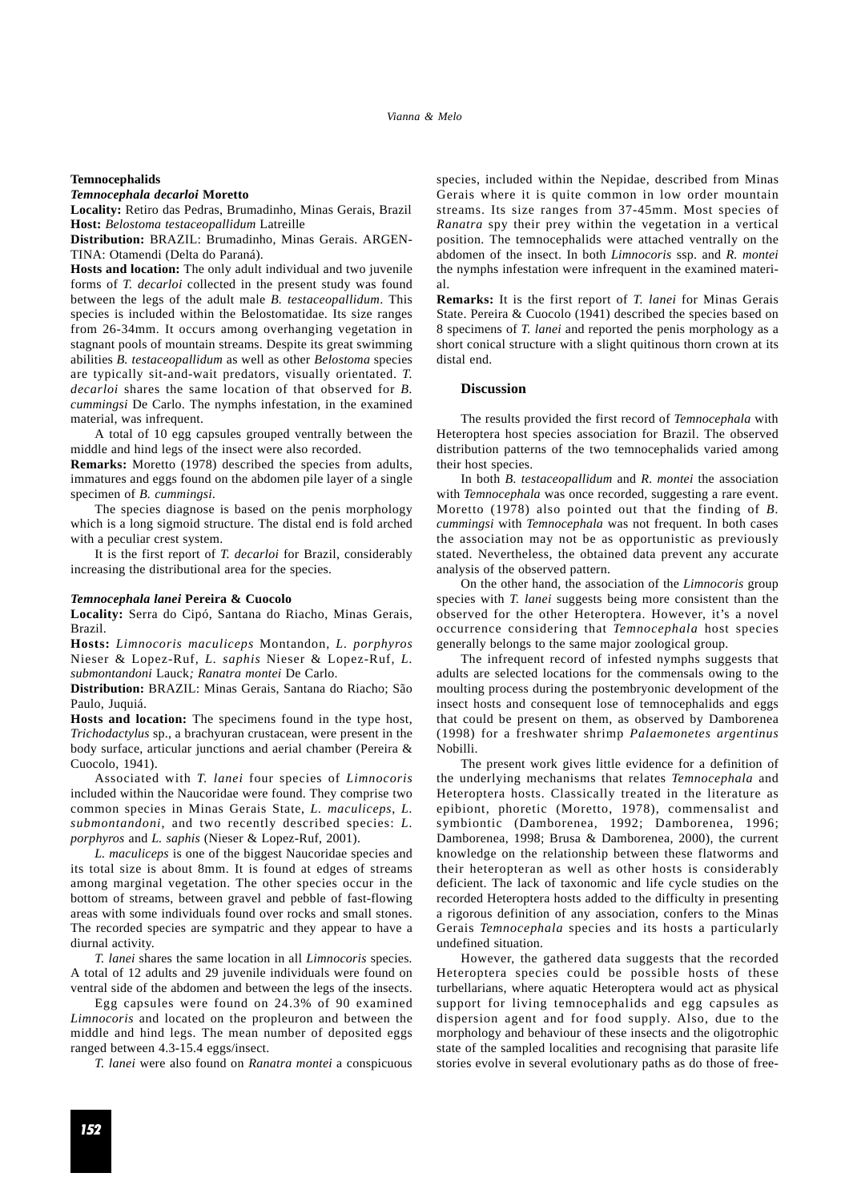**Temnocephalids**

***Temnocephala decarloi* Moretto**

**Locality:** Retiro das Pedras, Brumadinho, Minas Gerais, Brazil

**Host:** *Belostoma testaceopallidum* Latreille

**Distribution:** BRAZIL: Brumadinho, Minas Gerais. ARGENTINA: Otamendi (Delta do Paraná).

**Hosts and location:** The only adult individual and two juvenile forms of *T. decarloi* collected in the present study was found between the legs of the adult male *B. testaceopallidum*. This species is included within the Belostomatidae. Its size ranges from 26-34mm. It occurs among overhanging vegetation in stagnant pools of mountain streams. Despite its great swimming abilities *B. testaceopallidum* as well as other *Belostoma* species are typically sit-and-wait predators, visually orientated. *T. decarloi* shares the same location of that observed for *B. cummingsi* De Carlo. The nymphs infestation, in the examined material, was infrequent.

A total of 10 egg capsules grouped ventrally between the middle and hind legs of the insect were also recorded.

**Remarks:** Moretto (1978) described the species from adults, immatures and eggs found on the abdomen pile layer of a single specimen of *B. cummingsi*.

The species diagnose is based on the penis morphology which is a long sigmoid structure. The distal end is fold arched with a peculiar crest system.

It is the first report of *T. decarloi* for Brazil, considerably increasing the distributional area for the species.

***Temnocephala lanei* Pereira & Cuocolo**

**Locality:** Serra do Cipó, Santana do Riacho, Minas Gerais, Brazil.

**Hosts:** *Limnocoris maculiceps* Montandon, *L. porphyros* Nieser & Lopez-Ruf, *L. saphis* Nieser & Lopez-Ruf, *L. submontandoni* Lauck; *Ranatra montei* De Carlo.

**Distribution:** BRAZIL: Minas Gerais, Santana do Riacho; São Paulo, Juquiá.

**Hosts and location:** The specimens found in the type host, *Trichodactylus* sp., a brachyuran crustacean, were present in the body surface, articular junctions and aerial chamber (Pereira & Cuocolo, 1941).

Associated with *T. lanei* four species of *Limnocoris* included within the Naucoridae were found. They comprise two common species in Minas Gerais State, *L. maculiceps*, *L. submontandoni*, and two recently described species: *L. porphyros* and *L. saphis* (Nieser & Lopez-Ruf, 2001).

*L. maculiceps* is one of the biggest Naucoridae species and its total size is about 8mm. It is found at edges of streams among marginal vegetation. The other species occur in the bottom of streams, between gravel and pebble of fast-flowing areas with some individuals found over rocks and small stones. The recorded species are sympatric and they appear to have a diurnal activity.

*T. lanei* shares the same location in all *Limnocoris* species. A total of 12 adults and 29 juvenile individuals were found on ventral side of the abdomen and between the legs of the insects.

Egg capsules were found on 24.3% of 90 examined *Limnocoris* and located on the propleuron and between the middle and hind legs. The mean number of deposited eggs ranged between 4.3-15.4 eggs/insect.

*T. lanei* were also found on *Ranatra montei* a conspicuous species, included within the Nepidae, described from Minas Gerais where it is quite common in low order mountain streams. Its size ranges from 37-45mm. Most species of *Ranatra* spy their prey within the vegetation in a vertical position. The temnocephalids were attached ventrally on the abdomen of the insect. In both *Limnocoris* ssp. and *R. montei* the nymphs infestation were infrequent in the examined material.

**Remarks:** It is the first report of *T. lanei* for Minas Gerais State. Pereira & Cuocolo (1941) described the species based on 8 specimens of *T. lanei* and reported the penis morphology as a short conical structure with a slight quitinous thorn crown at its distal end.

## Discussion

The results provided the first record of *Temnocephala* with Heteroptera host species association for Brazil. The observed distribution patterns of the two temnocephalids varied among their host species.

In both *B. testaceopallidum* and *R. montei* the association with *Temnocephala* was once recorded, suggesting a rare event. Moretto (1978) also pointed out that the finding of *B. cummingsi* with *Temnocephala* was not frequent. In both cases the association may not be as opportunistic as previously stated. Nevertheless, the obtained data prevent any accurate analysis of the observed pattern.

On the other hand, the association of the *Limnocoris* group species with *T. lanei* suggests being more consistent than the observed for the other Heteroptera. However, it's a novel occurrence considering that *Temnocephala* host species generally belongs to the same major zoological group.

The infrequent record of infested nymphs suggests that adults are selected locations for the commensals owing to the moulting process during the postembryonic development of the insect hosts and consequent lose of temnocephalids and eggs that could be present on them, as observed by Damborenea (1998) for a freshwater shrimp *Palaemonetes argentinus* Nobilli.

The present work gives little evidence for a definition of the underlying mechanisms that relates *Temnocephala* and Heteroptera hosts. Classically treated in the literature as epibiont, phoretic (Moretto, 1978), commensalist and symbiontic (Damborenea, 1992; Damborenea, 1996; Damborenea, 1998; Brusa & Damborenea, 2000), the current knowledge on the relationship between these flatworms and their heteropteran as well as other hosts is considerably deficient. The lack of taxonomic and life cycle studies on the recorded Heteroptera hosts added to the difficulty in presenting a rigorous definition of any association, confers to the Minas Gerais *Temnocephala* species and its hosts a particularly undefined situation.

However, the gathered data suggests that the recorded Heteroptera species could be possible hosts of these turbellarians, where aquatic Heteroptera would act as physical support for living temnocephalids and egg capsules as dispersion agent and for food supply. Also, due to the morphology and behaviour of these insects and the oligotrophic state of the sampled localities and recognising that parasite life stories evolve in several evolutionary paths as do those of free-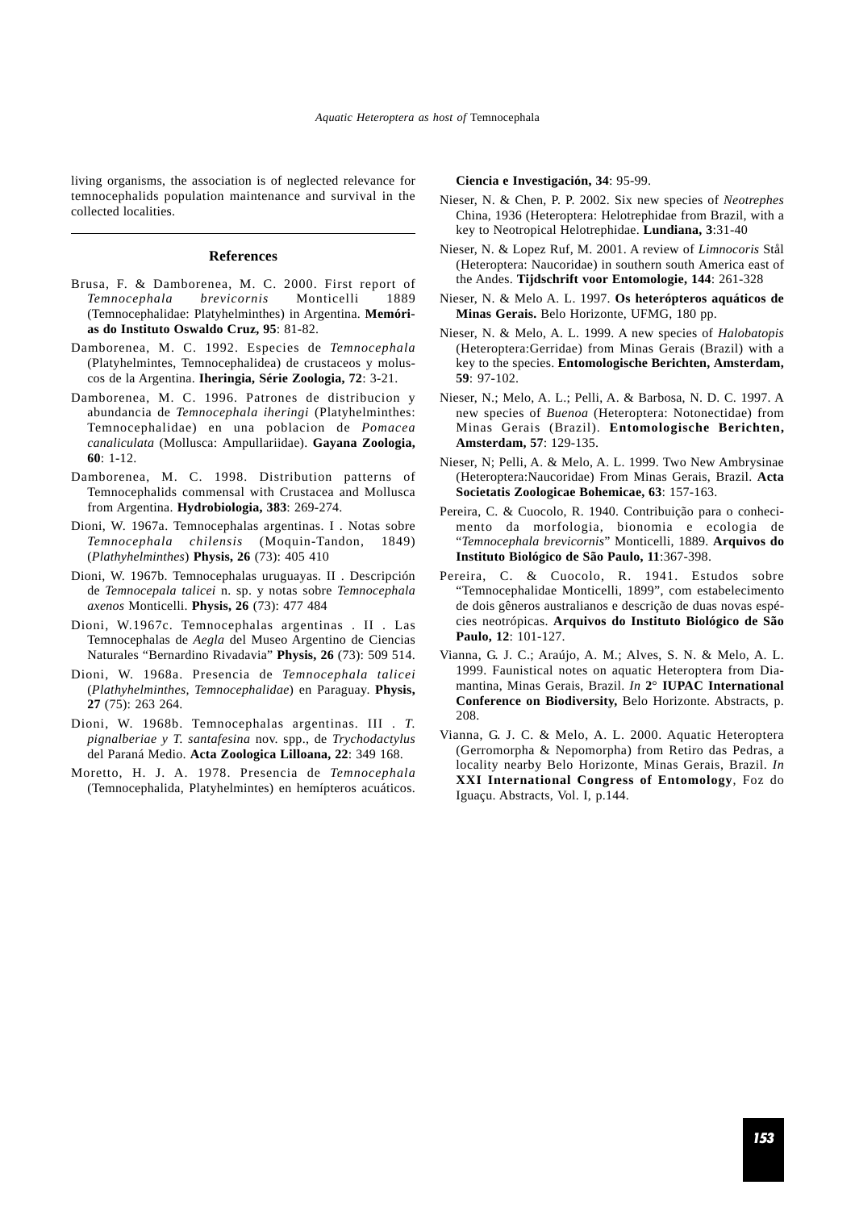living organisms, the association is of neglected relevance for temnocephalids population maintenance and survival in the collected localities.

## References

Brusa, F. & Damborenea, M. C. 2000. First report of *Temnocephala brevicornis* Monticelli 1889 (Temnocephalidae: Platyhelminthes) in Argentina. **Memórias do Instituto Oswaldo Cruz, 95**: 81-82.

Damborenea, M. C. 1992. Especies de *Temnocephala* (Platyhelmintes, Temnocephalidea) de crustaceos y moluscos de la Argentina. **Iheringia, Série Zoologia, 72**: 3-21.

Damborenea, M. C. 1996. Patrones de distribucion y abundancia de *Temnocephala iheringi* (Platyhelminthes: Temnocephalidae) en una poblacion de *Pomacea canaliculata* (Mollusca: Ampullariidae). **Gayana Zoologia, 60**: 1-12.

Damborenea, M. C. 1998. Distribution patterns of Temnocephalids commensal with Crustacea and Mollusca from Argentina. **Hydrobiologia, 383**: 269-274.

Dioni, W. 1967a. Temnocephalas argentinas. I . Notas sobre *Temnocephala chilensis* (Moquin-Tandon, 1849) (*Plathyhelminthes*) **Physis, 26** (73): 405 410

Dioni, W. 1967b. Temnocephalas uruguayas. II . Descripción de *Temnocepala talicei* n. sp. y notas sobre *Temnocephala axenos* Monticelli. **Physis, 26** (73): 477 484

Dioni, W.1967c. Temnocephalas argentinas . II . Las Temnocephalas de *Aegla* del Museo Argentino de Ciencias Naturales "Bernardino Rivadavia" **Physis, 26** (73): 509 514.

Dioni, W. 1968a. Presencia de *Temnocephala talicei* (*Plathyhelminthes, Temnocephalidae*) en Paraguay. **Physis, 27** (75): 263 264.

Dioni, W. 1968b. Temnocephalas argentinas. III . *T. pignalberiae y T. santafesina* nov. spp., de *Trychodactylus* del Paraná Medio. **Acta Zoologica Lilloana, 22**: 349 168.

Moretto, H. J. A. 1978. Presencia de *Temnocephala* (Temnocephalida, Platyhelmintes) en hemípteros acuáticos. **Ciencia e Investigación, 34**: 95-99.

Nieser, N. & Chen, P. P. 2002. Six new species of *Neotrephes* China, 1936 (Heteroptera: Helotrephidae from Brazil, with a key to Neotropical Helotrephidae. **Lundiana, 3**:31-40

Nieser, N. & Lopez Ruf, M. 2001. A review of *Limnocoris* Stål (Heteroptera: Naucoridae) in southern south America east of the Andes. **Tijdschrift voor Entomologie, 144**: 261-328

Nieser, N. & Melo A. L. 1997. **Os heterópteros aquáticos de Minas Gerais.** Belo Horizonte, UFMG, 180 pp.

Nieser, N. & Melo, A. L. 1999. A new species of *Halobatopis* (Heteroptera:Gerridae) from Minas Gerais (Brazil) with a key to the species. **Entomologische Berichten, Amsterdam, 59**: 97-102.

Nieser, N.; Melo, A. L.; Pelli, A. & Barbosa, N. D. C. 1997. A new species of *Buenoa* (Heteroptera: Notonectidae) from Minas Gerais (Brazil). **Entomologische Berichten, Amsterdam, 57**: 129-135.

Nieser, N; Pelli, A. & Melo, A. L. 1999. Two New Ambrysinae (Heteroptera:Naucoridae) From Minas Gerais, Brazil. **Acta Societatis Zoologicae Bohemicae, 63**: 157-163.

Pereira, C. & Cuocolo, R. 1940. Contribuição para o conhecimento da morfologia, bionomia e ecologia de "*Temnocephala brevicornis*" Monticelli, 1889. **Arquivos do Instituto Biológico de São Paulo, 11**:367-398.

Pereira, C. & Cuocolo, R. 1941. Estudos sobre "Temnocephalidae Monticelli, 1899", com estabelecimento de dois gêneros australianos e descrição de duas novas espécies neotrópicas. **Arquivos do Instituto Biológico de São Paulo, 12**: 101-127.

Vianna, G. J. C.; Araújo, A. M.; Alves, S. N. & Melo, A. L. 1999. Faunistical notes on aquatic Heteroptera from Diamantina, Minas Gerais, Brazil. *In* **2° IUPAC International Conference on Biodiversity,** Belo Horizonte. Abstracts, p. 208.

Vianna, G. J. C. & Melo, A. L. 2000. Aquatic Heteroptera (Gerromorpha & Nepomorpha) from Retiro das Pedras, a locality nearby Belo Horizonte, Minas Gerais, Brazil. *In* **XXI International Congress of Entomology**, Foz do Iguaçu. Abstracts, Vol. I, p.144.